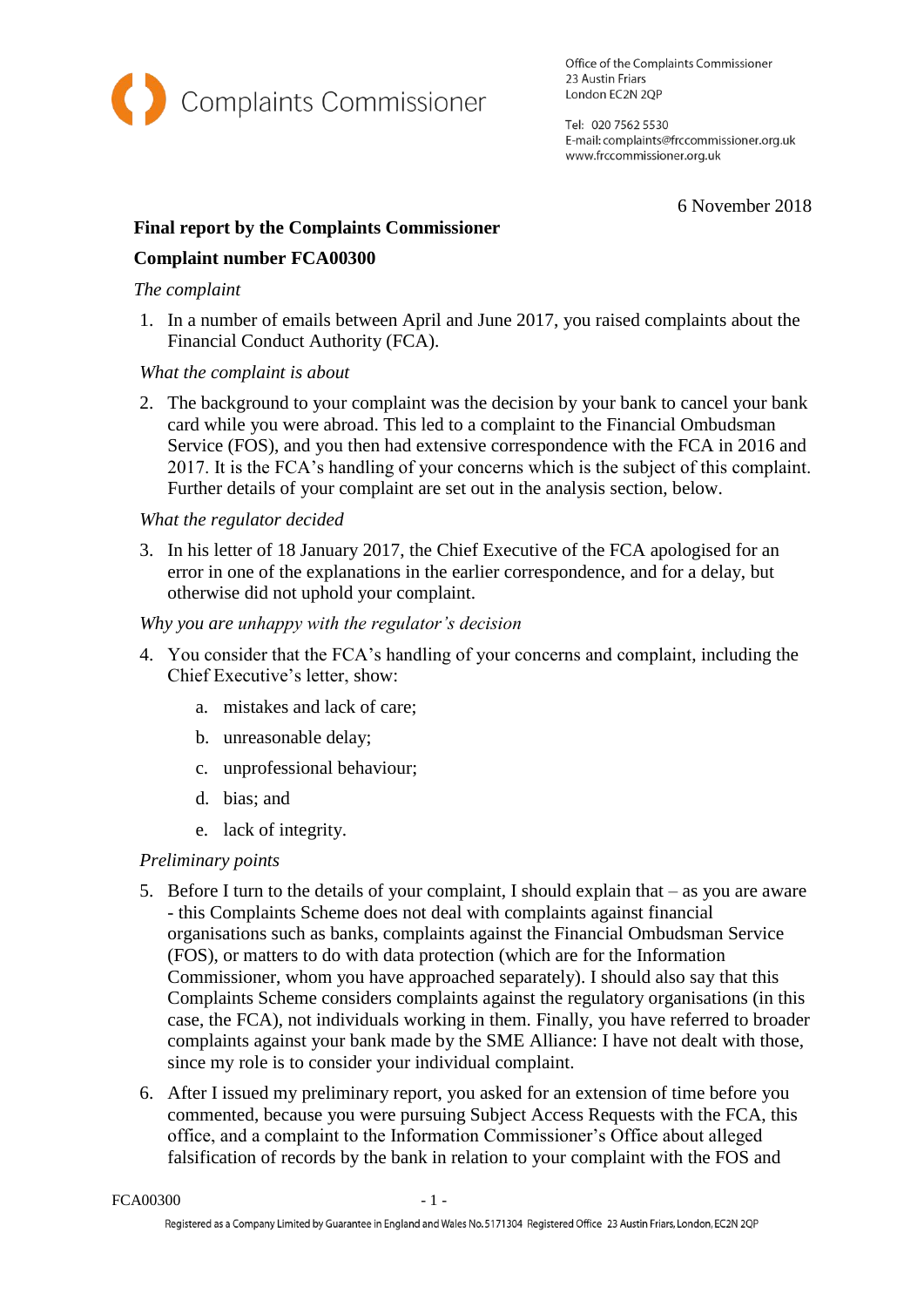Complaints Commissioner

Office of the Complaints Commissioner
23 Austin Friars
London EC2N 2QP

Tel: 020 7562 5530
E-mail: complaints@frccommissioner.org.uk
www.frccommissioner.org.uk

6 November 2018

**Final report by the Complaints Commissioner**

**Complaint number FCA00300**

*The complaint*

1. In a number of emails between April and June 2017, you raised complaints about the Financial Conduct Authority (FCA).

*What the complaint is about*

2. The background to your complaint was the decision by your bank to cancel your bank card while you were abroad. This led to a complaint to the Financial Ombudsman Service (FOS), and you then had extensive correspondence with the FCA in 2016 and 2017. It is the FCA's handling of your concerns which is the subject of this complaint. Further details of your complaint are set out in the analysis section, below.

*What the regulator decided*

3. In his letter of 18 January 2017, the Chief Executive of the FCA apologised for an error in one of the explanations in the earlier correspondence, and for a delay, but otherwise did not uphold your complaint.

*Why you are unhappy with the regulator's decision*

4. You consider that the FCA's handling of your concerns and complaint, including the Chief Executive's letter, show:

    a. mistakes and lack of care;

    b. unreasonable delay;

    c. unprofessional behaviour;

    d. bias; and

    e. lack of integrity.

*Preliminary points*

5. Before I turn to the details of your complaint, I should explain that – as you are aware - this Complaints Scheme does not deal with complaints against financial organisations such as banks, complaints against the Financial Ombudsman Service (FOS), or matters to do with data protection (which are for the Information Commissioner, whom you have approached separately). I should also say that this Complaints Scheme considers complaints against the regulatory organisations (in this case, the FCA), not individuals working in them. Finally, you have referred to broader complaints against your bank made by the SME Alliance: I have not dealt with those, since my role is to consider your individual complaint.

6. After I issued my preliminary report, you asked for an extension of time before you commented, because you were pursuing Subject Access Requests with the FCA, this office, and a complaint to the Information Commissioner's Office about alleged falsification of records by the bank in relation to your complaint with the FOS and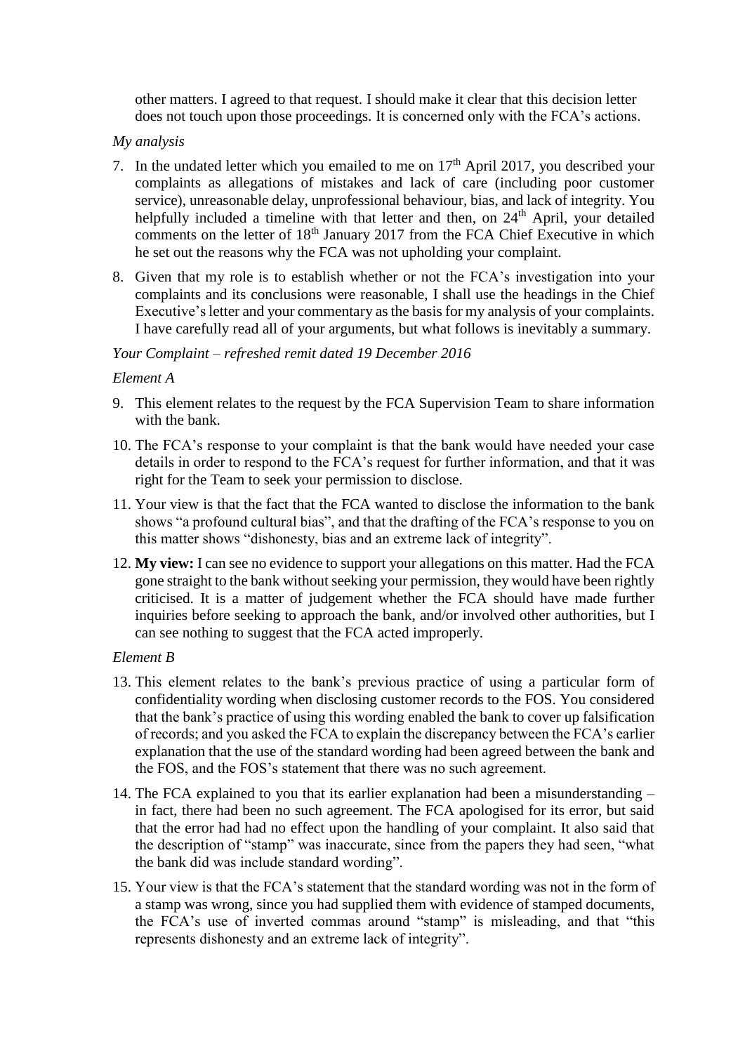other matters. I agreed to that request. I should make it clear that this decision letter does not touch upon those proceedings. It is concerned only with the FCA's actions.

*My analysis*

7. In the undated letter which you emailed to me on 17th April 2017, you described your complaints as allegations of mistakes and lack of care (including poor customer service), unreasonable delay, unprofessional behaviour, bias, and lack of integrity. You helpfully included a timeline with that letter and then, on 24th April, your detailed comments on the letter of 18th January 2017 from the FCA Chief Executive in which he set out the reasons why the FCA was not upholding your complaint.

8. Given that my role is to establish whether or not the FCA's investigation into your complaints and its conclusions were reasonable, I shall use the headings in the Chief Executive's letter and your commentary as the basis for my analysis of your complaints. I have carefully read all of your arguments, but what follows is inevitably a summary.

*Your Complaint – refreshed remit dated 19 December 2016*

*Element A*

9. This element relates to the request by the FCA Supervision Team to share information with the bank.

10. The FCA's response to your complaint is that the bank would have needed your case details in order to respond to the FCA's request for further information, and that it was right for the Team to seek your permission to disclose.

11. Your view is that the fact that the FCA wanted to disclose the information to the bank shows "a profound cultural bias", and that the drafting of the FCA's response to you on this matter shows "dishonesty, bias and an extreme lack of integrity".

12. **My view:** I can see no evidence to support your allegations on this matter. Had the FCA gone straight to the bank without seeking your permission, they would have been rightly criticised. It is a matter of judgement whether the FCA should have made further inquiries before seeking to approach the bank, and/or involved other authorities, but I can see nothing to suggest that the FCA acted improperly.

*Element B*

13. This element relates to the bank's previous practice of using a particular form of confidentiality wording when disclosing customer records to the FOS. You considered that the bank's practice of using this wording enabled the bank to cover up falsification of records; and you asked the FCA to explain the discrepancy between the FCA's earlier explanation that the use of the standard wording had been agreed between the bank and the FOS, and the FOS's statement that there was no such agreement.

14. The FCA explained to you that its earlier explanation had been a misunderstanding – in fact, there had been no such agreement. The FCA apologised for its error, but said that the error had had no effect upon the handling of your complaint. It also said that the description of "stamp" was inaccurate, since from the papers they had seen, "what the bank did was include standard wording".

15. Your view is that the FCA's statement that the standard wording was not in the form of a stamp was wrong, since you had supplied them with evidence of stamped documents, the FCA's use of inverted commas around "stamp" is misleading, and that "this represents dishonesty and an extreme lack of integrity".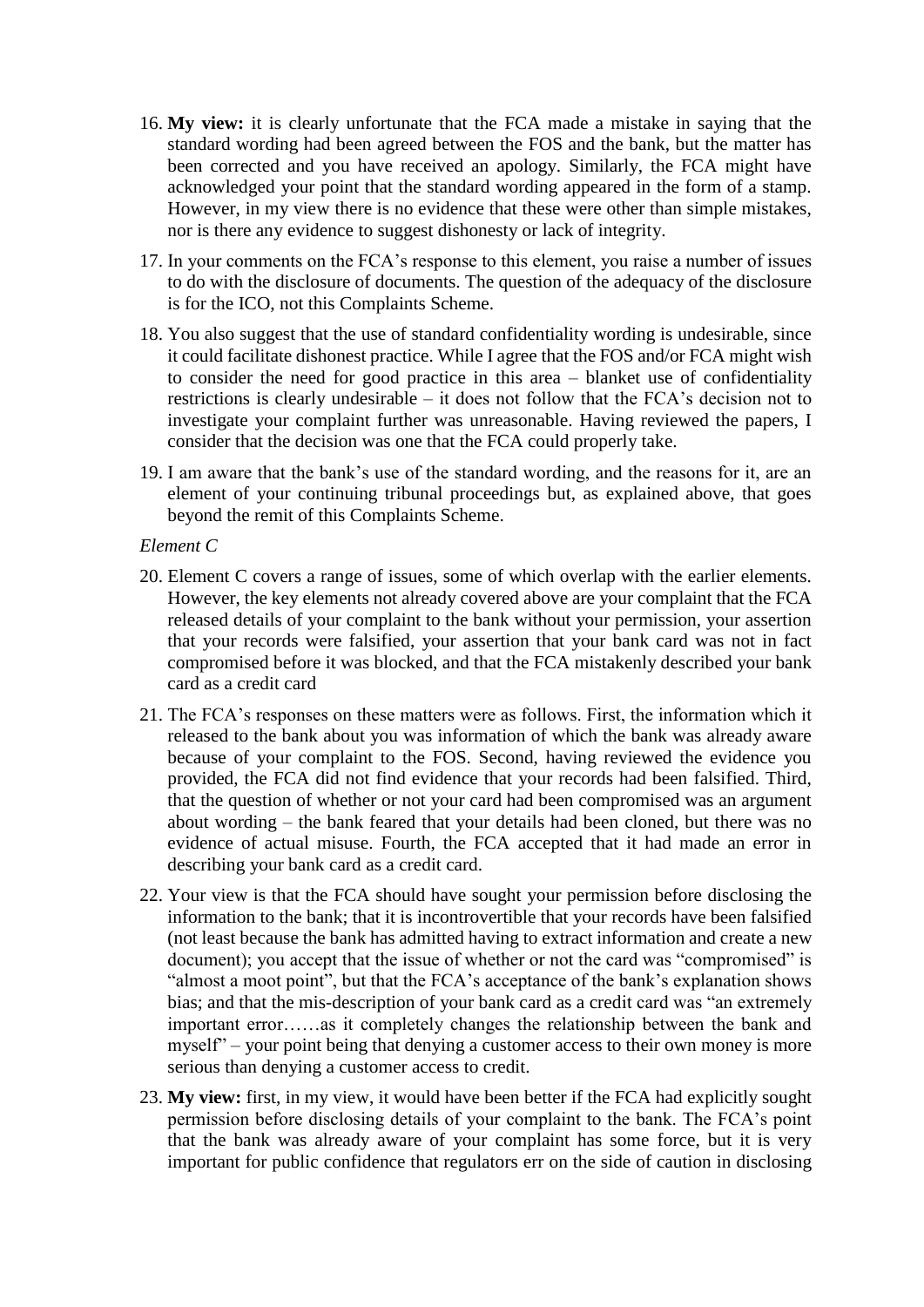16. **My view:** it is clearly unfortunate that the FCA made a mistake in saying that the standard wording had been agreed between the FOS and the bank, but the matter has been corrected and you have received an apology. Similarly, the FCA might have acknowledged your point that the standard wording appeared in the form of a stamp. However, in my view there is no evidence that these were other than simple mistakes, nor is there any evidence to suggest dishonesty or lack of integrity.

17. In your comments on the FCA's response to this element, you raise a number of issues to do with the disclosure of documents. The question of the adequacy of the disclosure is for the ICO, not this Complaints Scheme.

18. You also suggest that the use of standard confidentiality wording is undesirable, since it could facilitate dishonest practice. While I agree that the FOS and/or FCA might wish to consider the need for good practice in this area – blanket use of confidentiality restrictions is clearly undesirable – it does not follow that the FCA's decision not to investigate your complaint further was unreasonable. Having reviewed the papers, I consider that the decision was one that the FCA could properly take.

19. I am aware that the bank's use of the standard wording, and the reasons for it, are an element of your continuing tribunal proceedings but, as explained above, that goes beyond the remit of this Complaints Scheme.

*Element C*

20. Element C covers a range of issues, some of which overlap with the earlier elements. However, the key elements not already covered above are your complaint that the FCA released details of your complaint to the bank without your permission, your assertion that your records were falsified, your assertion that your bank card was not in fact compromised before it was blocked, and that the FCA mistakenly described your bank card as a credit card

21. The FCA's responses on these matters were as follows. First, the information which it released to the bank about you was information of which the bank was already aware because of your complaint to the FOS. Second, having reviewed the evidence you provided, the FCA did not find evidence that your records had been falsified. Third, that the question of whether or not your card had been compromised was an argument about wording – the bank feared that your details had been cloned, but there was no evidence of actual misuse. Fourth, the FCA accepted that it had made an error in describing your bank card as a credit card.

22. Your view is that the FCA should have sought your permission before disclosing the information to the bank; that it is incontrovertible that your records have been falsified (not least because the bank has admitted having to extract information and create a new document); you accept that the issue of whether or not the card was "compromised" is "almost a moot point", but that the FCA's acceptance of the bank's explanation shows bias; and that the mis-description of your bank card as a credit card was "an extremely important error……as it completely changes the relationship between the bank and myself" – your point being that denying a customer access to their own money is more serious than denying a customer access to credit.

23. **My view:** first, in my view, it would have been better if the FCA had explicitly sought permission before disclosing details of your complaint to the bank. The FCA's point that the bank was already aware of your complaint has some force, but it is very important for public confidence that regulators err on the side of caution in disclosing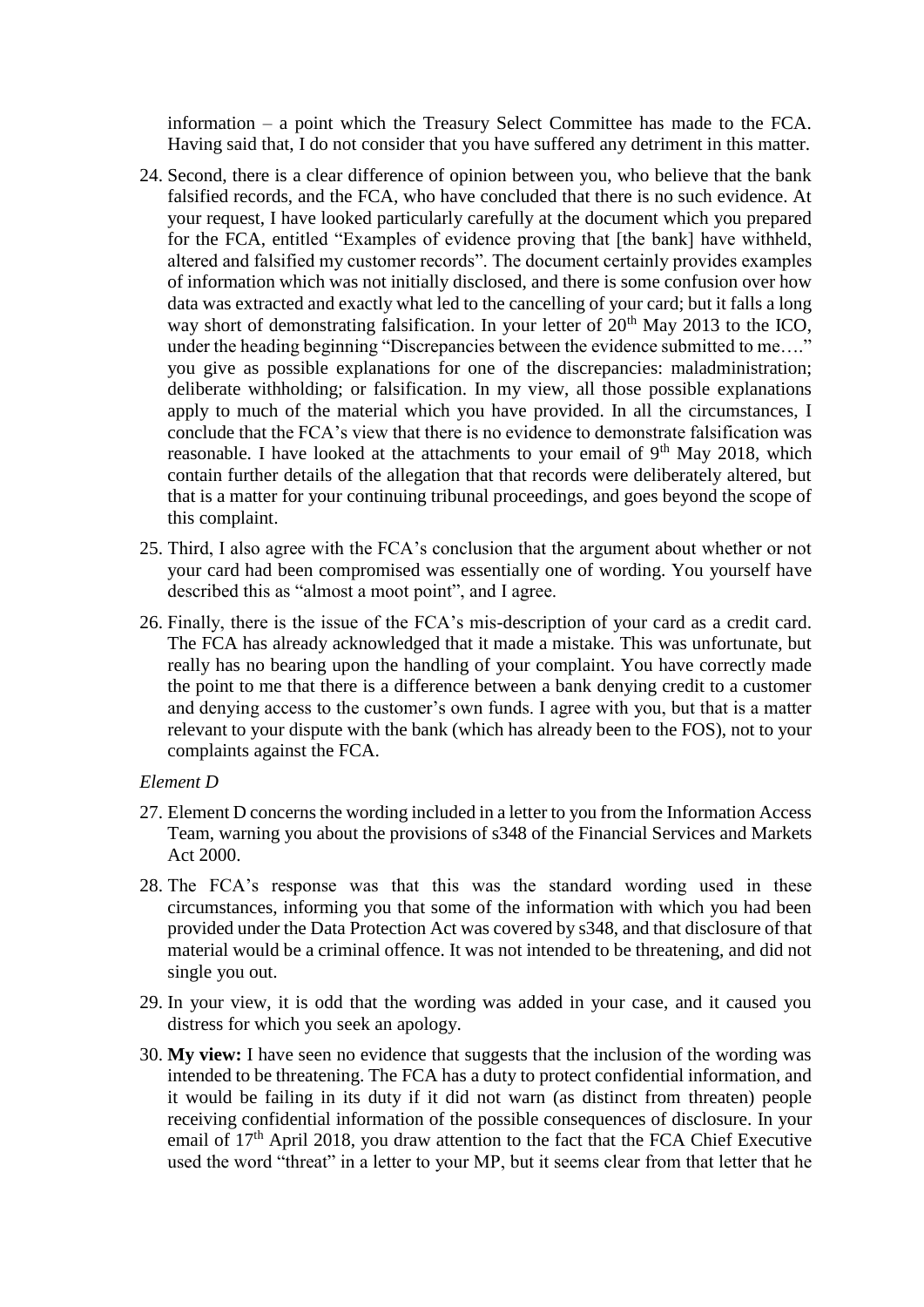information – a point which the Treasury Select Committee has made to the FCA. Having said that, I do not consider that you have suffered any detriment in this matter.

24. Second, there is a clear difference of opinion between you, who believe that the bank falsified records, and the FCA, who have concluded that there is no such evidence. At your request, I have looked particularly carefully at the document which you prepared for the FCA, entitled "Examples of evidence proving that [the bank] have withheld, altered and falsified my customer records". The document certainly provides examples of information which was not initially disclosed, and there is some confusion over how data was extracted and exactly what led to the cancelling of your card; but it falls a long way short of demonstrating falsification. In your letter of 20th May 2013 to the ICO, under the heading beginning "Discrepancies between the evidence submitted to me…." you give as possible explanations for one of the discrepancies: maladministration; deliberate withholding; or falsification. In my view, all those possible explanations apply to much of the material which you have provided. In all the circumstances, I conclude that the FCA's view that there is no evidence to demonstrate falsification was reasonable. I have looked at the attachments to your email of 9th May 2018, which contain further details of the allegation that that records were deliberately altered, but that is a matter for your continuing tribunal proceedings, and goes beyond the scope of this complaint.

25. Third, I also agree with the FCA's conclusion that the argument about whether or not your card had been compromised was essentially one of wording. You yourself have described this as "almost a moot point", and I agree.

26. Finally, there is the issue of the FCA's mis-description of your card as a credit card. The FCA has already acknowledged that it made a mistake. This was unfortunate, but really has no bearing upon the handling of your complaint. You have correctly made the point to me that there is a difference between a bank denying credit to a customer and denying access to the customer's own funds. I agree with you, but that is a matter relevant to your dispute with the bank (which has already been to the FOS), not to your complaints against the FCA.

*Element D*

27. Element D concerns the wording included in a letter to you from the Information Access Team, warning you about the provisions of s348 of the Financial Services and Markets Act 2000.

28. The FCA's response was that this was the standard wording used in these circumstances, informing you that some of the information with which you had been provided under the Data Protection Act was covered by s348, and that disclosure of that material would be a criminal offence. It was not intended to be threatening, and did not single you out.

29. In your view, it is odd that the wording was added in your case, and it caused you distress for which you seek an apology.

30. **My view:** I have seen no evidence that suggests that the inclusion of the wording was intended to be threatening. The FCA has a duty to protect confidential information, and it would be failing in its duty if it did not warn (as distinct from threaten) people receiving confidential information of the possible consequences of disclosure. In your email of 17th April 2018, you draw attention to the fact that the FCA Chief Executive used the word "threat" in a letter to your MP, but it seems clear from that letter that he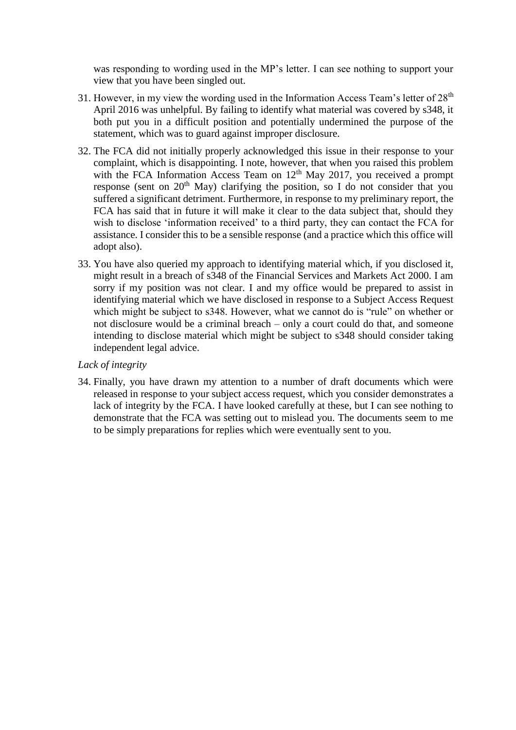was responding to wording used in the MP's letter. I can see nothing to support your view that you have been singled out.

31. However, in my view the wording used in the Information Access Team's letter of 28th April 2016 was unhelpful. By failing to identify what material was covered by s348, it both put you in a difficult position and potentially undermined the purpose of the statement, which was to guard against improper disclosure.

32. The FCA did not initially properly acknowledged this issue in their response to your complaint, which is disappointing. I note, however, that when you raised this problem with the FCA Information Access Team on 12th May 2017, you received a prompt response (sent on 20th May) clarifying the position, so I do not consider that you suffered a significant detriment. Furthermore, in response to my preliminary report, the FCA has said that in future it will make it clear to the data subject that, should they wish to disclose 'information received' to a third party, they can contact the FCA for assistance. I consider this to be a sensible response (and a practice which this office will adopt also).

33. You have also queried my approach to identifying material which, if you disclosed it, might result in a breach of s348 of the Financial Services and Markets Act 2000. I am sorry if my position was not clear. I and my office would be prepared to assist in identifying material which we have disclosed in response to a Subject Access Request which might be subject to s348. However, what we cannot do is "rule" on whether or not disclosure would be a criminal breach – only a court could do that, and someone intending to disclose material which might be subject to s348 should consider taking independent legal advice.

*Lack of integrity*

34. Finally, you have drawn my attention to a number of draft documents which were released in response to your subject access request, which you consider demonstrates a lack of integrity by the FCA. I have looked carefully at these, but I can see nothing to demonstrate that the FCA was setting out to mislead you. The documents seem to me to be simply preparations for replies which were eventually sent to you.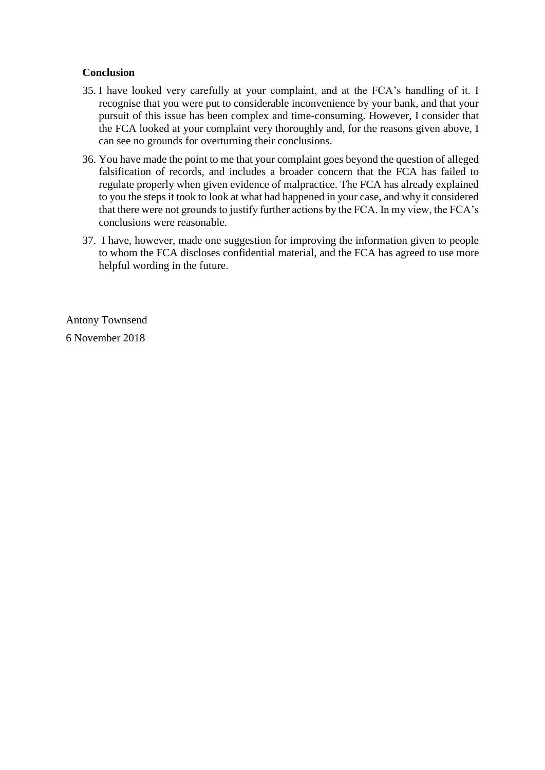**Conclusion**

35. I have looked very carefully at your complaint, and at the FCA's handling of it. I recognise that you were put to considerable inconvenience by your bank, and that your pursuit of this issue has been complex and time-consuming. However, I consider that the FCA looked at your complaint very thoroughly and, for the reasons given above, I can see no grounds for overturning their conclusions.

36. You have made the point to me that your complaint goes beyond the question of alleged falsification of records, and includes a broader concern that the FCA has failed to regulate properly when given evidence of malpractice. The FCA has already explained to you the steps it took to look at what had happened in your case, and why it considered that there were not grounds to justify further actions by the FCA. In my view, the FCA's conclusions were reasonable.

37. I have, however, made one suggestion for improving the information given to people to whom the FCA discloses confidential material, and the FCA has agreed to use more helpful wording in the future.

Antony Townsend

6 November 2018